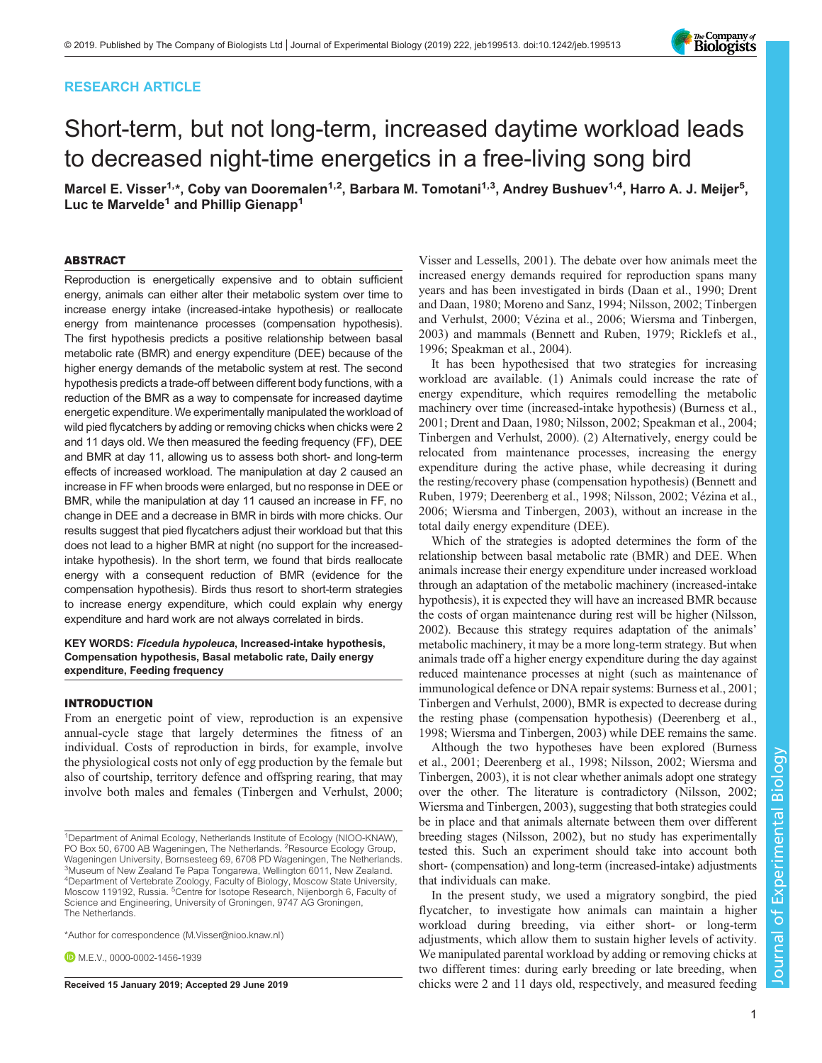RESEARCH ARTICLE

# Short-term, but not long-term, increased daytime workload leads to decreased night-time energetics in a free-living song bird

Marcel E. Visser[1,*], Coby van Dooremalen[1,2], Barbara M. Tomotani[1,3], Andrey Bushuev[1,4], Harro A. J. Meijer[5], Luc te Marvelde[1] and Phillip Gienapp[1]

## ABSTRACT

Reproduction is energetically expensive and to obtain sufficient energy, animals can either alter their metabolic system over time to increase energy intake (increased-intake hypothesis) or reallocate energy from maintenance processes (compensation hypothesis). The first hypothesis predicts a positive relationship between basal metabolic rate (BMR) and energy expenditure (DEE) because of the higher energy demands of the metabolic system at rest. The second hypothesis predicts a trade-off between different body functions, with a reduction of the BMR as a way to compensate for increased daytime energetic expenditure. We experimentally manipulated the workload of wild pied flycatchers by adding or removing chicks when chicks were 2 and 11 days old. We then measured the feeding frequency (FF), DEE and BMR at day 11, allowing us to assess both short- and long-term effects of increased workload. The manipulation at day 2 caused an increase in FF when broods were enlarged, but no response in DEE or BMR, while the manipulation at day 11 caused an increase in FF, no change in DEE and a decrease in BMR in birds with more chicks. Our results suggest that pied flycatchers adjust their workload but that this does not lead to a higher BMR at night (no support for the increased-intake hypothesis). In the short term, we found that birds reallocate energy with a consequent reduction of BMR (evidence for the compensation hypothesis). Birds thus resort to short-term strategies to increase energy expenditure, which could explain why energy expenditure and hard work are not always correlated in birds.

**KEY WORDS:** ***Ficedula hypoleuca*, Increased-intake hypothesis, Compensation hypothesis, Basal metabolic rate, Daily energy expenditure, Feeding frequency**

## INTRODUCTION

From an energetic point of view, reproduction is an expensive annual-cycle stage that largely determines the fitness of an individual. Costs of reproduction in birds, for example, involve the physiological costs not only of egg production by the female but also of courtship, territory defence and offspring rearing, that may involve both males and females (Tinbergen and Verhulst, 2000; Visser and Lessells, 2001). The debate over how animals meet the increased energy demands required for reproduction spans many years and has been investigated in birds (Daan et al., 1990; Drent and Daan, 1980; Moreno and Sanz, 1994; Nilsson, 2002; Tinbergen and Verhulst, 2000; Vézina et al., 2006; Wiersma and Tinbergen, 2003) and mammals (Bennett and Ruben, 1979; Ricklefs et al., 1996; Speakman et al., 2004).

It has been hypothesised that two strategies for increasing workload are available. (1) Animals could increase the rate of energy expenditure, which requires remodelling the metabolic machinery over time (increased-intake hypothesis) (Burness et al., 2001; Drent and Daan, 1980; Nilsson, 2002; Speakman et al., 2004; Tinbergen and Verhulst, 2000). (2) Alternatively, energy could be relocated from maintenance processes, increasing the energy expenditure during the active phase, while decreasing it during the resting/recovery phase (compensation hypothesis) (Bennett and Ruben, 1979; Deerenberg et al., 1998; Nilsson, 2002; Vézina et al., 2006; Wiersma and Tinbergen, 2003), without an increase in the total daily energy expenditure (DEE).

Which of the strategies is adopted determines the form of the relationship between basal metabolic rate (BMR) and DEE. When animals increase their energy expenditure under increased workload through an adaptation of the metabolic machinery (increased-intake hypothesis), it is expected they will have an increased BMR because the costs of organ maintenance during rest will be higher (Nilsson, 2002). Because this strategy requires adaptation of the animals' metabolic machinery, it may be a more long-term strategy. But when animals trade off a higher energy expenditure during the day against reduced maintenance processes at night (such as maintenance of immunological defence or DNA repair systems: Burness et al., 2001; Tinbergen and Verhulst, 2000), BMR is expected to decrease during the resting phase (compensation hypothesis) (Deerenberg et al., 1998; Wiersma and Tinbergen, 2003) while DEE remains the same.

Although the two hypotheses have been explored (Burness et al., 2001; Deerenberg et al., 1998; Nilsson, 2002; Wiersma and Tinbergen, 2003), it is not clear whether animals adopt one strategy over the other. The literature is contradictory (Nilsson, 2002; Wiersma and Tinbergen, 2003), suggesting that both strategies could be in place and that animals alternate between them over different breeding stages (Nilsson, 2002), but no study has experimentally tested this. Such an experiment should take into account both short- (compensation) and long-term (increased-intake) adjustments that individuals can make.

In the present study, we used a migratory songbird, the pied flycatcher, to investigate how animals can maintain a higher workload during breeding, via either short- or long-term adjustments, which allow them to sustain higher levels of activity. We manipulated parental workload by adding or removing chicks at two different times: during early breeding or late breeding, when chicks were 2 and 11 days old, respectively, and measured feeding

[1]Department of Animal Ecology, Netherlands Institute of Ecology (NIOO-KNAW), PO Box 50, 6700 AB Wageningen, The Netherlands. [2]Resource Ecology Group, Wageningen University, Bornsesteeg 69, 6708 PD Wageningen, The Netherlands. [3]Museum of New Zealand Te Papa Tongarewa, Wellington 6011, New Zealand. [4]Department of Vertebrate Zoology, Faculty of Biology, Moscow State University, Moscow 119192, Russia. [5]Centre for Isotope Research, Nijenborgh 6, Faculty of Science and Engineering, University of Groningen, 9747 AG Groningen, The Netherlands.

*Author for correspondence (M.Visser@nioo.knaw.nl)

M.E.V., 0000-0002-1456-1939

**Received 15 January 2019; Accepted 29 June 2019**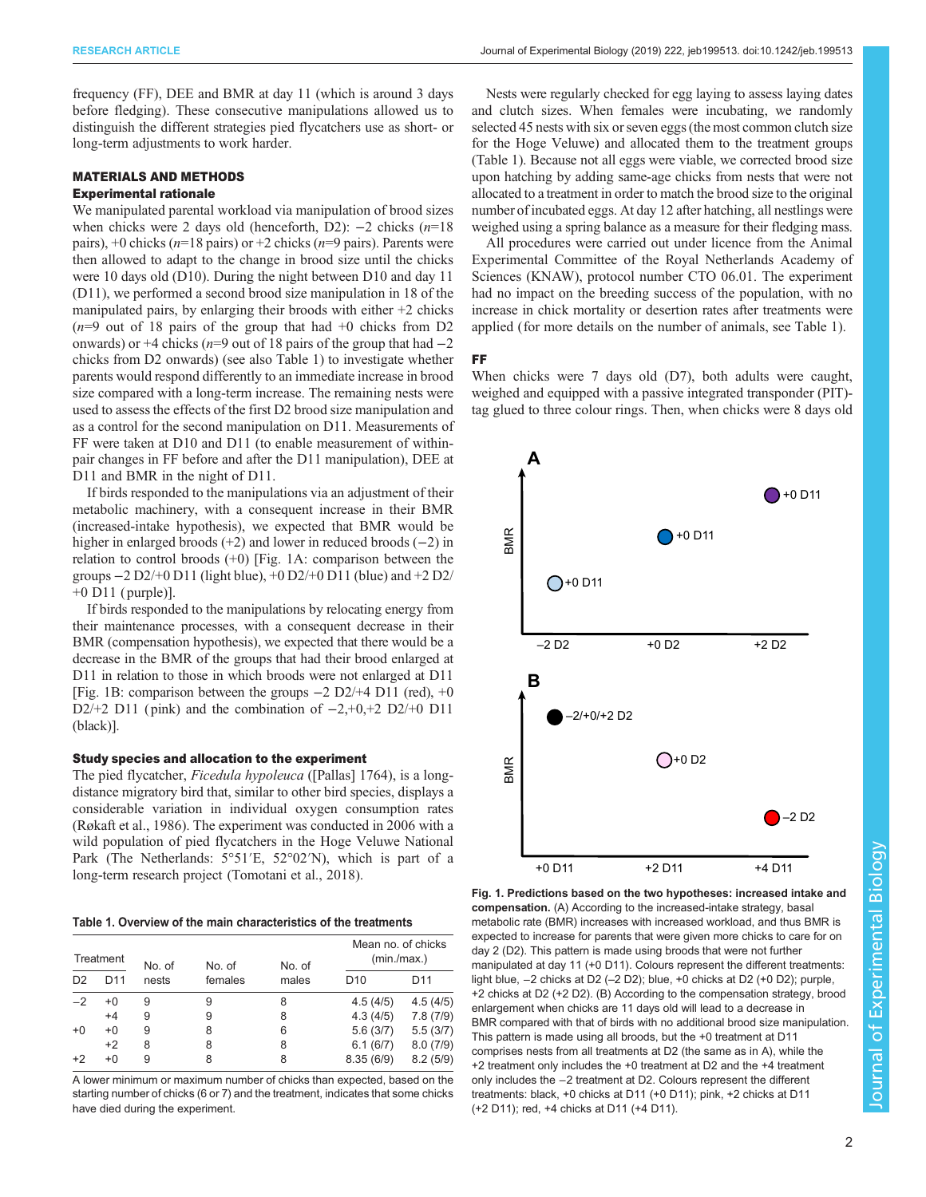frequency (FF), DEE and BMR at day 11 (which is around 3 days before fledging). These consecutive manipulations allowed us to distinguish the different strategies pied flycatchers use as short- or long-term adjustments to work harder.

## MATERIALS AND METHODS

### Experimental rationale

We manipulated parental workload via manipulation of brood sizes when chicks were 2 days old (henceforth, D2): −2 chicks (*n*=18 pairs), +0 chicks (*n*=18 pairs) or +2 chicks (*n*=9 pairs). Parents were then allowed to adapt to the change in brood size until the chicks were 10 days old (D10). During the night between D10 and day 11 (D11), we performed a second brood size manipulation in 18 of the manipulated pairs, by enlarging their broods with either +2 chicks (*n*=9 out of 18 pairs of the group that had +0 chicks from D2 onwards) or +4 chicks (*n*=9 out of 18 pairs of the group that had −2 chicks from D2 onwards) (see also Table 1) to investigate whether parents would respond differently to an immediate increase in brood size compared with a long-term increase. The remaining nests were used to assess the effects of the first D2 brood size manipulation and as a control for the second manipulation on D11. Measurements of FF were taken at D10 and D11 (to enable measurement of within-pair changes in FF before and after the D11 manipulation), DEE at D11 and BMR in the night of D11.

If birds responded to the manipulations via an adjustment of their metabolic machinery, with a consequent increase in their BMR (increased-intake hypothesis), we expected that BMR would be higher in enlarged broods (+2) and lower in reduced broods (−2) in relation to control broods (+0) [Fig. 1A: comparison between the groups −2 D2/+0 D11 (light blue), +0 D2/+0 D11 (blue) and +2 D2/+0 D11 (purple)].

If birds responded to the manipulations by relocating energy from their maintenance processes, with a consequent decrease in their BMR (compensation hypothesis), we expected that there would be a decrease in the BMR of the groups that had their brood enlarged at D11 in relation to those in which broods were not enlarged at D11 [Fig. 1B: comparison between the groups −2 D2/+4 D11 (red), +0 D2/+2 D11 (pink) and the combination of −2,+0,+2 D2/+0 D11 (black)].

### Study species and allocation to the experiment

The pied flycatcher, *Ficedula hypoleuca* ([Pallas] 1764), is a long-distance migratory bird that, similar to other bird species, displays a considerable variation in individual oxygen consumption rates (Røkaft et al., 1986). The experiment was conducted in 2006 with a wild population of pied flycatchers in the Hoge Veluwe National Park (The Netherlands: 5°51′E, 52°02′N), which is part of a long-term research project (Tomotani et al., 2018).

**Table 1. Overview of the main characteristics of the treatments**

| Treatment | | No. of nests | No. of females | No. of males | Mean no. of chicks (min./max.) | |
|---|---|---|---|---|---|---|
| D2 | D11 | | | | D10 | D11 |
| −2 | +0 | 9 | 9 | 8 | 4.5 (4/5) | 4.5 (4/5) |
| | +4 | 9 | 9 | 8 | 4.3 (4/5) | 7.8 (7/9) |
| +0 | +0 | 9 | 8 | 6 | 5.6 (3/7) | 5.5 (3/7) |
| | +2 | 8 | 8 | 8 | 6.1 (6/7) | 8.0 (7/9) |
| +2 | +0 | 9 | 8 | 8 | 8.35 (6/9) | 8.2 (5/9) |

A lower minimum or maximum number of chicks than expected, based on the starting number of chicks (6 or 7) and the treatment, indicates that some chicks have died during the experiment.

Nests were regularly checked for egg laying to assess laying dates and clutch sizes. When females were incubating, we randomly selected 45 nests with six or seven eggs (the most common clutch size for the Hoge Veluwe) and allocated them to the treatment groups (Table 1). Because not all eggs were viable, we corrected brood size upon hatching by adding same-age chicks from nests that were not allocated to a treatment in order to match the brood size to the original number of incubated eggs. At day 12 after hatching, all nestlings were weighed using a spring balance as a measure for their fledging mass.

All procedures were carried out under licence from the Animal Experimental Committee of the Royal Netherlands Academy of Sciences (KNAW), protocol number CTO 06.01. The experiment had no impact on the breeding success of the population, with no increase in chick mortality or desertion rates after treatments were applied (for more details on the number of animals, see Table 1).

### FF

When chicks were 7 days old (D7), both adults were caught, weighed and equipped with a passive integrated transponder (PIT)-tag glued to three colour rings. Then, when chicks were 8 days old

**Fig. 1. Predictions based on the two hypotheses: increased intake and compensation.** (A) According to the increased-intake strategy, basal metabolic rate (BMR) increases with increased workload, and thus BMR is expected to increase for parents that were given more chicks to care for on day 2 (D2). This pattern is made using broods that were not further manipulated at day 11 (+0 D11). Colours represent the different treatments: light blue, −2 chicks at D2 (−2 D2); blue, +0 chicks at D2 (+0 D2); purple, +2 chicks at D2 (+2 D2). (B) According to the compensation strategy, brood enlargement when chicks are 11 days old will lead to a decrease in BMR compared with that of birds with no additional brood size manipulation. This pattern is made using all broods, but the +0 treatment at D11 comprises nests from all treatments at D2 (the same as in A), while the +2 treatment only includes the +0 treatment at D2 and the +4 treatment only includes the −2 treatment at D2. Colours represent the different treatments: black, +0 chicks at D11 (+0 D11); pink, +2 chicks at D11 (+2 D11); red, +4 chicks at D11 (+4 D11).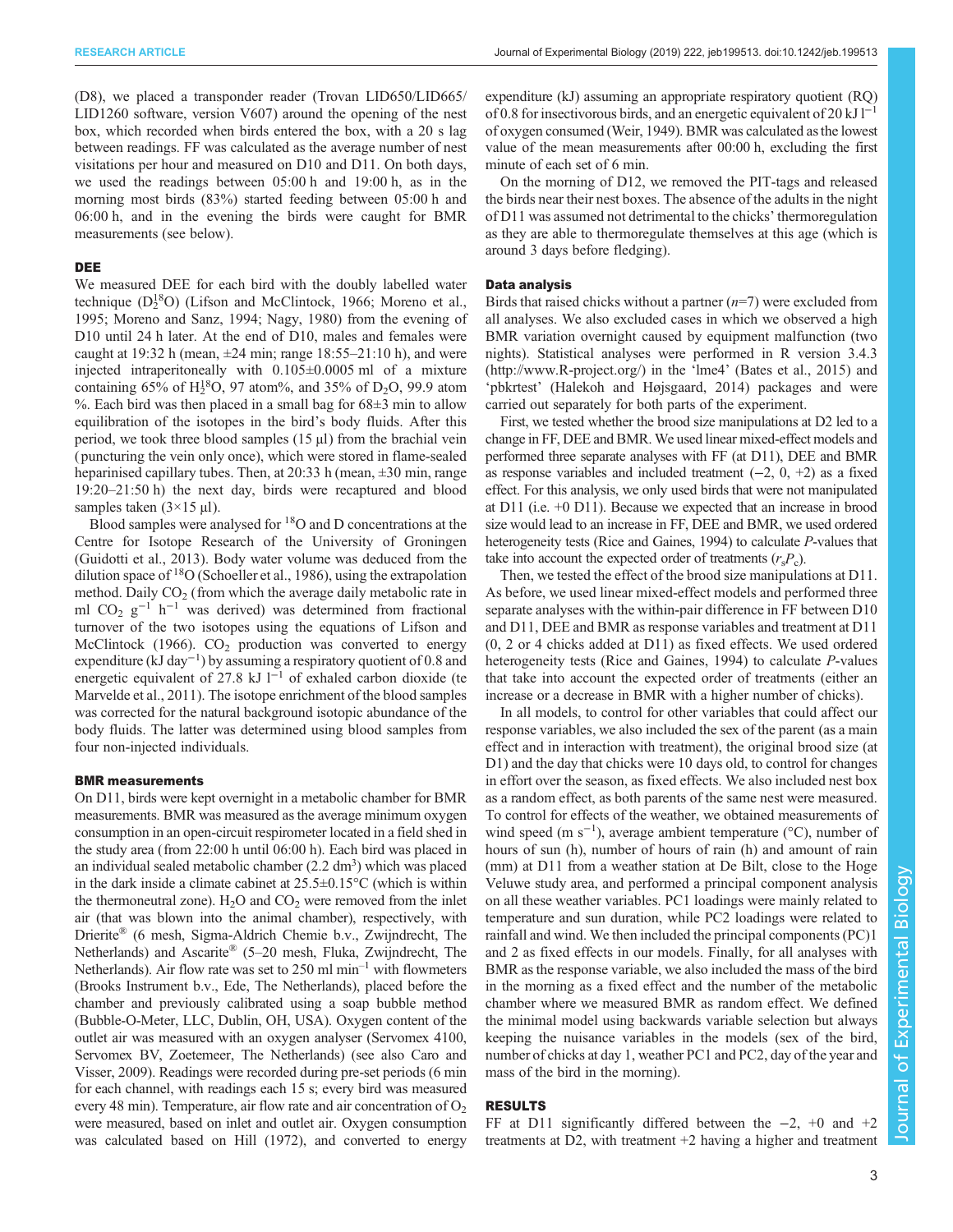(D8), we placed a transponder reader (Trovan LID650/LID665/LID1260 software, version V607) around the opening of the nest box, which recorded when birds entered the box, with a 20 s lag between readings. FF was calculated as the average number of nest visitations per hour and measured on D10 and D11. On both days, we used the readings between 05:00 h and 19:00 h, as in the morning most birds (83%) started feeding between 05:00 h and 06:00 h, and in the evening the birds were caught for BMR measurements (see below).

### DEE

We measured DEE for each bird with the doubly labelled water technique ($D_2^{18}O$) (Lifson and McClintock, 1966; Moreno et al., 1995; Moreno and Sanz, 1994; Nagy, 1980) from the evening of D10 until 24 h later. At the end of D10, males and females were caught at 19:32 h (mean, ±24 min; range 18:55–21:10 h), and were injected intraperitoneally with 0.105±0.0005 ml of a mixture containing 65% of $H_2^{18}O$, 97 atom%, and 35% of $D_2O$, 99.9 atom %. Each bird was then placed in a small bag for 68±3 min to allow equilibration of the isotopes in the bird's body fluids. After this period, we took three blood samples (15 µl) from the brachial vein (puncturing the vein only once), which were stored in flame-sealed heparinised capillary tubes. Then, at 20:33 h (mean, ±30 min, range 19:20–21:50 h) the next day, birds were recaptured and blood samples taken (3×15 µl).

Blood samples were analysed for $^{18}O$ and D concentrations at the Centre for Isotope Research of the University of Groningen (Guidotti et al., 2013). Body water volume was deduced from the dilution space of $^{18}O$ (Schoeller et al., 1986), using the extrapolation method. Daily $CO_2$ (from which the average daily metabolic rate in ml $CO_2$ $g^{-1}$ $h^{-1}$ was derived) was determined from fractional turnover of the two isotopes using the equations of Lifson and McClintock (1966). $CO_2$ production was converted to energy expenditure (kJ $day^{-1}$) by assuming a respiratory quotient of 0.8 and energetic equivalent of 27.8 kJ $l^{-1}$ of exhaled carbon dioxide (te Marvelde et al., 2011). The isotope enrichment of the blood samples was corrected for the natural background isotopic abundance of the body fluids. The latter was determined using blood samples from four non-injected individuals.

### BMR measurements

On D11, birds were kept overnight in a metabolic chamber for BMR measurements. BMR was measured as the average minimum oxygen consumption in an open-circuit respirometer located in a field shed in the study area (from 22:00 h until 06:00 h). Each bird was placed in an individual sealed metabolic chamber (2.2 $dm^3$) which was placed in the dark inside a climate cabinet at 25.5±0.15°C (which is within the thermoneutral zone). $H_2O$ and $CO_2$ were removed from the inlet air (that was blown into the animal chamber), respectively, with Drierite® (6 mesh, Sigma-Aldrich Chemie b.v., Zwijndrecht, The Netherlands) and Ascarite® (5–20 mesh, Fluka, Zwijndrecht, The Netherlands). Air flow rate was set to 250 ml $min^{-1}$ with flowmeters (Brooks Instrument b.v., Ede, The Netherlands), placed before the chamber and previously calibrated using a soap bubble method (Bubble-O-Meter, LLC, Dublin, OH, USA). Oxygen content of the outlet air was measured with an oxygen analyser (Servomex 4100, Servomex BV, Zoetemeer, The Netherlands) (see also Caro and Visser, 2009). Readings were recorded during pre-set periods (6 min for each channel, with readings each 15 s; every bird was measured every 48 min). Temperature, air flow rate and air concentration of $O_2$ were measured, based on inlet and outlet air. Oxygen consumption was calculated based on Hill (1972), and converted to energy expenditure (kJ) assuming an appropriate respiratory quotient (RQ) of 0.8 for insectivorous birds, and an energetic equivalent of 20 kJ $l^{-1}$ of oxygen consumed (Weir, 1949). BMR was calculated as the lowest value of the mean measurements after 00:00 h, excluding the first minute of each set of 6 min.

On the morning of D12, we removed the PIT-tags and released the birds near their nest boxes. The absence of the adults in the night of D11 was assumed not detrimental to the chicks' thermoregulation as they are able to thermoregulate themselves at this age (which is around 3 days before fledging).

### Data analysis

Birds that raised chicks without a partner ($n$=7) were excluded from all analyses. We also excluded cases in which we observed a high BMR variation overnight caused by equipment malfunction (two nights). Statistical analyses were performed in R version 3.4.3 (http://www.R-project.org/) in the 'lme4' (Bates et al., 2015) and 'pbkrtest' (Halekoh and Højsgaard, 2014) packages and were carried out separately for both parts of the experiment.

First, we tested whether the brood size manipulations at D2 led to a change in FF, DEE and BMR. We used linear mixed-effect models and performed three separate analyses with FF (at D11), DEE and BMR as response variables and included treatment (−2, 0, +2) as a fixed effect. For this analysis, we only used birds that were not manipulated at D11 (i.e. +0 D11). Because we expected that an increase in brood size would lead to an increase in FF, DEE and BMR, we used ordered heterogeneity tests (Rice and Gaines, 1994) to calculate $P$-values that take into account the expected order of treatments ($r_sP_c$).

Then, we tested the effect of the brood size manipulations at D11. As before, we used linear mixed-effect models and performed three separate analyses with the within-pair difference in FF between D10 and D11, DEE and BMR as response variables and treatment at D11 (0, 2 or 4 chicks added at D11) as fixed effects. We used ordered heterogeneity tests (Rice and Gaines, 1994) to calculate $P$-values that take into account the expected order of treatments (either an increase or a decrease in BMR with a higher number of chicks).

In all models, to control for other variables that could affect our response variables, we also included the sex of the parent (as a main effect and in interaction with treatment), the original brood size (at D1) and the day that chicks were 10 days old, to control for changes in effort over the season, as fixed effects. We also included nest box as a random effect, as both parents of the same nest were measured. To control for effects of the weather, we obtained measurements of wind speed (m $s^{-1}$), average ambient temperature (°C), number of hours of sun (h), number of hours of rain (h) and amount of rain (mm) at D11 from a weather station at De Bilt, close to the Hoge Veluwe study area, and performed a principal component analysis on all these weather variables. PC1 loadings were mainly related to temperature and sun duration, while PC2 loadings were related to rainfall and wind. We then included the principal components (PC)1 and 2 as fixed effects in our models. Finally, for all analyses with BMR as the response variable, we also included the mass of the bird in the morning as a fixed effect and the number of the metabolic chamber where we measured BMR as random effect. We defined the minimal model using backwards variable selection but always keeping the nuisance variables in the models (sex of the bird, number of chicks at day 1, weather PC1 and PC2, day of the year and mass of the bird in the morning).

## RESULTS

FF at D11 significantly differed between the −2, +0 and +2 treatments at D2, with treatment +2 having a higher and treatment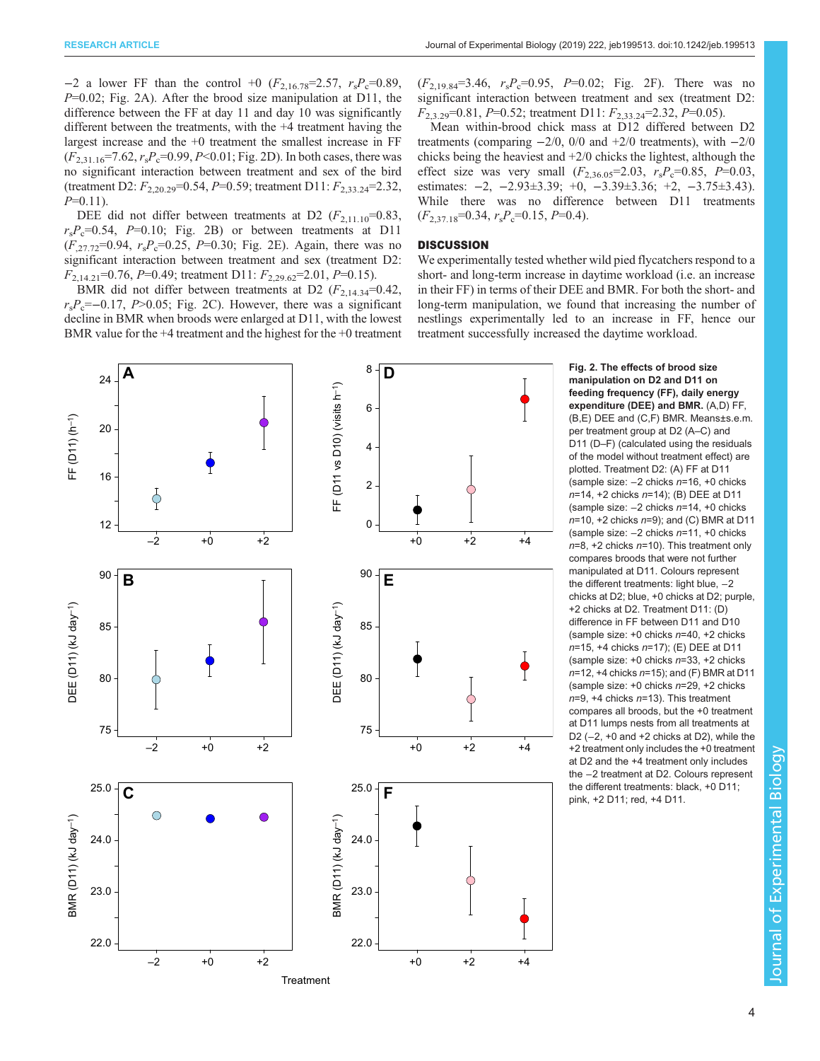−2 a lower FF than the control +0 ($F_{2,16.78}$=2.57, $r_sP_c$=0.89, $P$=0.02; Fig. 2A). After the brood size manipulation at D11, the difference between the FF at day 11 and day 10 was significantly different between the treatments, with the +4 treatment having the largest increase and the +0 treatment the smallest increase in FF ($F_{2,31.16}$=7.62, $r_sP_c$=0.99, $P$<0.01; Fig. 2D). In both cases, there was no significant interaction between treatment and sex of the bird (treatment D2: $F_{2,20.29}$=0.54, $P$=0.59; treatment D11: $F_{2,33.24}$=2.32, $P$=0.11).

DEE did not differ between treatments at D2 ($F_{2,11.10}$=0.83, $r_sP_c$=0.54, $P$=0.10; Fig. 2B) or between treatments at D11 ($F_{2,27.72}$=0.94, $r_sP_c$=0.25, $P$=0.30; Fig. 2E). Again, there was no significant interaction between treatment and sex (treatment D2: $F_{2,14.21}$=0.76, $P$=0.49; treatment D11: $F_{2,29.62}$=2.01, $P$=0.15).

BMR did not differ between treatments at D2 ($F_{2,14.34}$=0.42, $r_sP_c$=−0.17, $P$>0.05; Fig. 2C). However, there was a significant decline in BMR when broods were enlarged at D11, with the lowest BMR value for the +4 treatment and the highest for the +0 treatment ($F_{2,19.84}$=3.46, $r_sP_c$=0.95, $P$=0.02; Fig. 2F). There was no significant interaction between treatment and sex (treatment D2: $F_{2,3.29}$=0.81, $P$=0.52; treatment D11: $F_{2,33.24}$=2.32, $P$=0.05).

Mean within-brood chick mass at D12 differed between D2 treatments (comparing −2/0, 0/0 and +2/0 treatments), with −2/0 chicks being the heaviest and +2/0 chicks the lightest, although the effect size was very small ($F_{2,36.05}$=2.03, $r_sP_c$=0.85, $P$=0.03, estimates: −2, −2.93±3.39; +0, −3.39±3.36; +2, −3.75±3.43). While there was no difference between D11 treatments ($F_{2,37.18}$=0.34, $r_sP_c$=0.15, $P$=0.4).

## DISCUSSION

We experimentally tested whether wild pied flycatchers respond to a short- and long-term increase in daytime workload (i.e. an increase in their FF) in terms of their DEE and BMR. For both the short- and long-term manipulation, we found that increasing the number of nestlings experimentally led to an increase in FF, hence our treatment successfully increased the daytime workload.

**Fig. 2. The effects of brood size manipulation on D2 and D11 on feeding frequency (FF), daily energy expenditure (DEE) and BMR.** (A,D) FF, (B,E) DEE and (C,F) BMR. Means±s.e.m. per treatment group at D2 (A–C) and D11 (D–F) (calculated using the residuals of the model without treatment effect) are plotted. Treatment D2: (A) FF at D11 (sample size: −2 chicks $n$=16, +0 chicks $n$=14, +2 chicks $n$=14); (B) DEE at D11 (sample size: −2 chicks $n$=14, +0 chicks $n$=10, +2 chicks $n$=9); and (C) BMR at D11 (sample size: −2 chicks $n$=11, +0 chicks $n$=8, +2 chicks $n$=10). This treatment only compares broods that were not further manipulated at D11. Colours represent the different treatments: light blue, −2 chicks at D2; blue, +0 chicks at D2; purple, +2 chicks at D2. Treatment D11: (D) difference in FF between D11 and D10 (sample size: +0 chicks $n$=40, +2 chicks $n$=15, +4 chicks $n$=17); (E) DEE at D11 (sample size: +0 chicks $n$=33, +2 chicks $n$=12, +4 chicks $n$=15); and (F) BMR at D11 (sample size: +0 chicks $n$=29, +2 chicks $n$=9, +4 chicks $n$=13). This treatment compares all broods, but the +0 treatment at D11 lumps nests from all treatments at D2 (−2, +0 and +2 chicks at D2), while the +2 treatment only includes the +0 treatment at D2 and the +4 treatment only includes the −2 treatment at D2. Colours represent the different treatments: black, +0 D11; pink, +2 D11; red, +4 D11.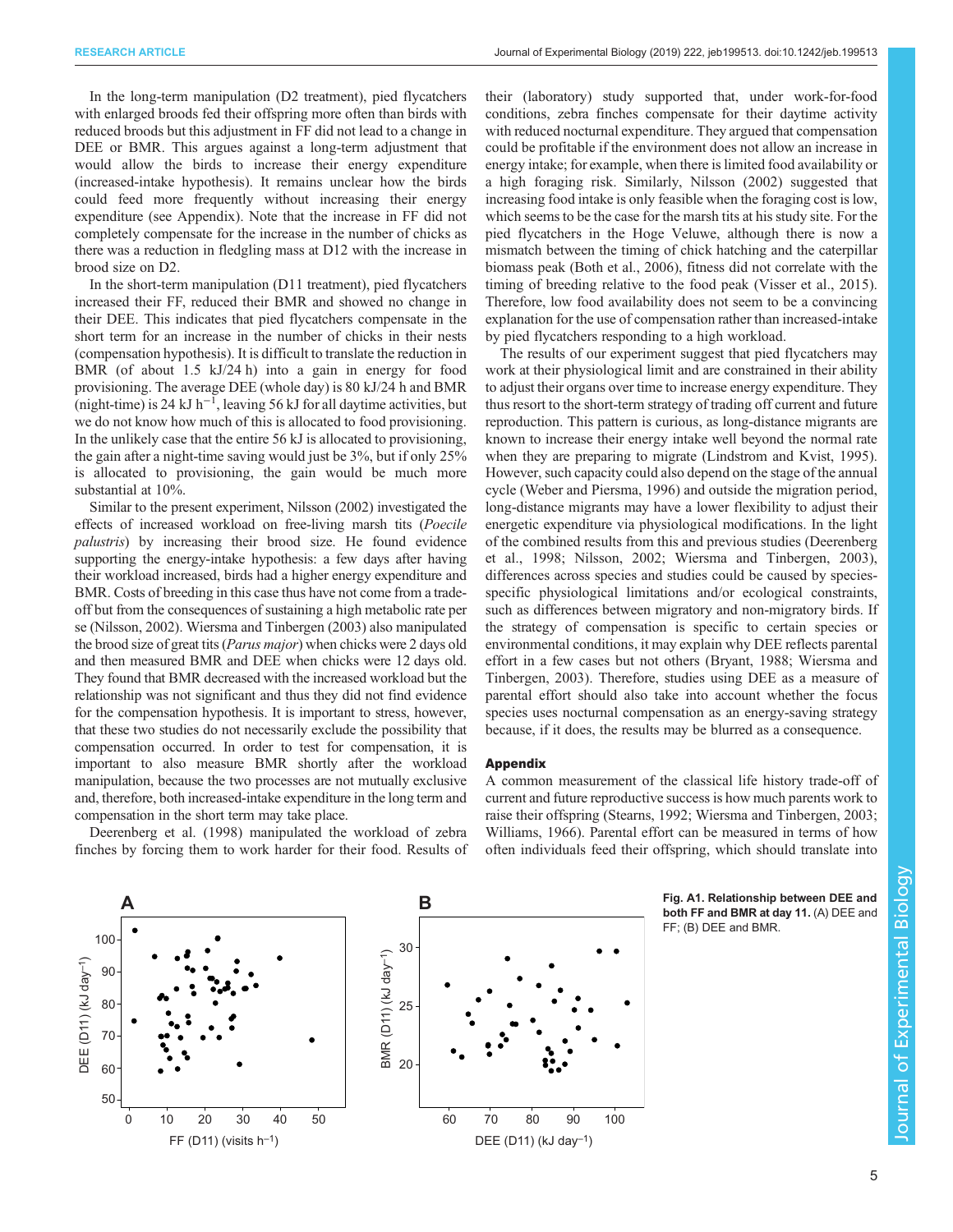In the long-term manipulation (D2 treatment), pied flycatchers with enlarged broods fed their offspring more often than birds with reduced broods but this adjustment in FF did not lead to a change in DEE or BMR. This argues against a long-term adjustment that would allow the birds to increase their energy expenditure (increased-intake hypothesis). It remains unclear how the birds could feed more frequently without increasing their energy expenditure (see Appendix). Note that the increase in FF did not completely compensate for the increase in the number of chicks as there was a reduction in fledgling mass at D12 with the increase in brood size on D2.

In the short-term manipulation (D11 treatment), pied flycatchers increased their FF, reduced their BMR and showed no change in their DEE. This indicates that pied flycatchers compensate in the short term for an increase in the number of chicks in their nests (compensation hypothesis). It is difficult to translate the reduction in BMR (of about 1.5 kJ/24 h) into a gain in energy for food provisioning. The average DEE (whole day) is 80 kJ/24 h and BMR (night-time) is 24 kJ $h^{-1}$, leaving 56 kJ for all daytime activities, but we do not know how much of this is allocated to food provisioning. In the unlikely case that the entire 56 kJ is allocated to provisioning, the gain after a night-time saving would just be 3%, but if only 25% is allocated to provisioning, the gain would be much more substantial at 10%.

Similar to the present experiment, Nilsson (2002) investigated the effects of increased workload on free-living marsh tits (*Poecile palustris*) by increasing their brood size. He found evidence supporting the energy-intake hypothesis: a few days after having their workload increased, birds had a higher energy expenditure and BMR. Costs of breeding in this case thus have not come from a trade-off but from the consequences of sustaining a high metabolic rate per se (Nilsson, 2002). Wiersma and Tinbergen (2003) also manipulated the brood size of great tits (*Parus major*) when chicks were 2 days old and then measured BMR and DEE when chicks were 12 days old. They found that BMR decreased with the increased workload but the relationship was not significant and thus they did not find evidence for the compensation hypothesis. It is important to stress, however, that these two studies do not necessarily exclude the possibility that compensation occurred. In order to test for compensation, it is important to also measure BMR shortly after the workload manipulation, because the two processes are not mutually exclusive and, therefore, both increased-intake expenditure in the long term and compensation in the short term may take place.

Deerenberg et al. (1998) manipulated the workload of zebra finches by forcing them to work harder for their food. Results of their (laboratory) study supported that, under work-for-food conditions, zebra finches compensate for their daytime activity with reduced nocturnal expenditure. They argued that compensation could be profitable if the environment does not allow an increase in energy intake; for example, when there is limited food availability or a high foraging risk. Similarly, Nilsson (2002) suggested that increasing food intake is only feasible when the foraging cost is low, which seems to be the case for the marsh tits at his study site. For the pied flycatchers in the Hoge Veluwe, although there is now a mismatch between the timing of chick hatching and the caterpillar biomass peak (Both et al., 2006), fitness did not correlate with the timing of breeding relative to the food peak (Visser et al., 2015). Therefore, low food availability does not seem to be a convincing explanation for the use of compensation rather than increased-intake by pied flycatchers responding to a high workload.

The results of our experiment suggest that pied flycatchers may work at their physiological limit and are constrained in their ability to adjust their organs over time to increase energy expenditure. They thus resort to the short-term strategy of trading off current and future reproduction. This pattern is curious, as long-distance migrants are known to increase their energy intake well beyond the normal rate when they are preparing to migrate (Lindstrom and Kvist, 1995). However, such capacity could also depend on the stage of the annual cycle (Weber and Piersma, 1996) and outside the migration period, long-distance migrants may have a lower flexibility to adjust their energetic expenditure via physiological modifications. In the light of the combined results from this and previous studies (Deerenberg et al., 1998; Nilsson, 2002; Wiersma and Tinbergen, 2003), differences across species and studies could be caused by species-specific physiological limitations and/or ecological constraints, such as differences between migratory and non-migratory birds. If the strategy of compensation is specific to certain species or environmental conditions, it may explain why DEE reflects parental effort in a few cases but not others (Bryant, 1988; Wiersma and Tinbergen, 2003). Therefore, studies using DEE as a measure of parental effort should also take into account whether the focus species uses nocturnal compensation as an energy-saving strategy because, if it does, the results may be blurred as a consequence.

## Appendix

A common measurement of the classical life history trade-off of current and future reproductive success is how much parents work to raise their offspring (Stearns, 1992; Wiersma and Tinbergen, 2003; Williams, 1966). Parental effort can be measured in terms of how often individuals feed their offspring, which should translate into

**Fig. A1. Relationship between DEE and both FF and BMR at day 11.** (A) DEE and FF; (B) DEE and BMR.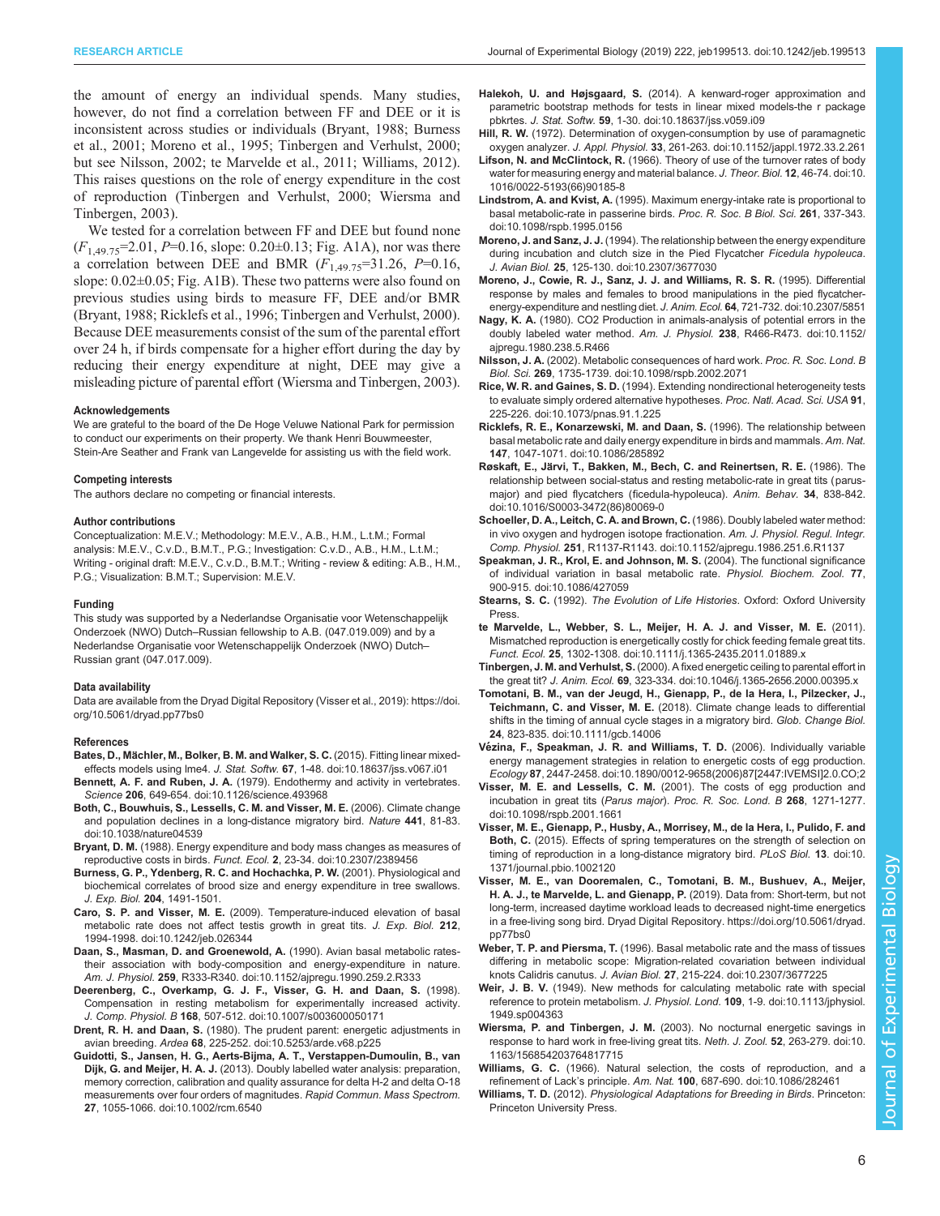the amount of energy an individual spends. Many studies, however, do not find a correlation between FF and DEE or it is inconsistent across studies or individuals (Bryant, 1988; Burness et al., 2001; Moreno et al., 1995; Tinbergen and Verhulst, 2000; but see Nilsson, 2002; te Marvelde et al., 2011; Williams, 2012). This raises questions on the role of energy expenditure in the cost of reproduction (Tinbergen and Verhulst, 2000; Wiersma and Tinbergen, 2003).

We tested for a correlation between FF and DEE but found none ($F_{1,49.75}$=2.01, $P$=0.16, slope: 0.20±0.13; Fig. A1A), nor was there a correlation between DEE and BMR ($F_{1,49.75}$=31.26, $P$=0.16, slope: 0.02±0.05; Fig. A1B). These two patterns were also found on previous studies using birds to measure FF, DEE and/or BMR (Bryant, 1988; Ricklefs et al., 1996; Tinbergen and Verhulst, 2000). Because DEE measurements consist of the sum of the parental effort over 24 h, if birds compensate for a higher effort during the day by reducing their energy expenditure at night, DEE may give a misleading picture of parental effort (Wiersma and Tinbergen, 2003).

#### Acknowledgements

We are grateful to the board of the De Hoge Veluwe National Park for permission to conduct our experiments on their property. We thank Henri Bouwmeester, Stein-Are Seather and Frank van Langevelde for assisting us with the field work.

#### Competing interests

The authors declare no competing or financial interests.

#### Author contributions

Conceptualization: M.E.V.; Methodology: M.E.V., A.B., H.M., L.t.M.; Formal analysis: M.E.V., C.v.D., B.M.T., P.G.; Investigation: C.v.D., A.B., H.M., L.t.M.; Writing - original draft: M.E.V., C.v.D., B.M.T.; Writing - review & editing: A.B., H.M., P.G.; Visualization: B.M.T.; Supervision: M.E.V.

#### Funding

This study was supported by a Nederlandse Organisatie voor Wetenschappelijk Onderzoek (NWO) Dutch–Russian fellowship to A.B. (047.019.009) and by a Nederlandse Organisatie voor Wetenschappelijk Onderzoek (NWO) Dutch–Russian grant (047.017.009).

#### Data availability

Data are available from the Dryad Digital Repository (Visser et al., 2019): https://doi.org/10.5061/dryad.pp77bs0

#### References

**Bates, D., Mächler, M., Bolker, B. M. and Walker, S. C.** (2015). Fitting linear mixed-effects models using lme4. *J. Stat. Softw.* **67**, 1-48. doi:10.18637/jss.v067.i01

**Bennett, A. F. and Ruben, J. A.** (1979). Endothermy and activity in vertebrates. *Science* **206**, 649-654. doi:10.1126/science.493968

**Both, C., Bouwhuis, S., Lessells, C. M. and Visser, M. E.** (2006). Climate change and population declines in a long-distance migratory bird. *Nature* **441**, 81-83. doi:10.1038/nature04539

**Bryant, D. M.** (1988). Energy expenditure and body mass changes as measures of reproductive costs in birds. *Funct. Ecol.* **2**, 23-34. doi:10.2307/2389456

**Burness, G. P., Ydenberg, R. C. and Hochachka, P. W.** (2001). Physiological and biochemical correlates of brood size and energy expenditure in tree swallows. *J. Exp. Biol.* **204**, 1491-1501.

**Caro, S. P. and Visser, M. E.** (2009). Temperature-induced elevation of basal metabolic rate does not affect testis growth in great tits. *J. Exp. Biol.* **212**, 1994-1998. doi:10.1242/jeb.026344

**Daan, S., Masman, D. and Groenewold, A.** (1990). Avian basal metabolic rates-their association with body-composition and energy-expenditure in nature. *Am. J. Physiol.* **259**, R333-R340. doi:10.1152/ajpregu.1990.259.2.R333

**Deerenberg, C., Overkamp, G. J. F., Visser, G. H. and Daan, S.** (1998). Compensation in resting metabolism for experimentally increased activity. *J. Comp. Physiol. B* **168**, 507-512. doi:10.1007/s003600050171

**Drent, R. H. and Daan, S.** (1980). The prudent parent: energetic adjustments in avian breeding. *Ardea* **68**, 225-252. doi:10.5253/arde.v68.p225

**Guidotti, S., Jansen, H. G., Aerts-Bijma, A. T., Verstappen-Dumoulin, B., van Dijk, G. and Meijer, H. A. J.** (2013). Doubly labelled water analysis: preparation, memory correction, calibration and quality assurance for delta H-2 and delta O-18 measurements over four orders of magnitudes. *Rapid Commun. Mass Spectrom.* **27**, 1055-1066. doi:10.1002/rcm.6540

**Halekoh, U. and Højsgaard, S.** (2014). A kenward-roger approximation and parametric bootstrap methods for tests in linear mixed models-the r package pbkrtes. *J. Stat. Softw.* **59**, 1-30. doi:10.18637/jss.v059.i09

**Hill, R. W.** (1972). Determination of oxygen-consumption by use of paramagnetic oxygen analyzer. *J. Appl. Physiol.* **33**, 261-263. doi:10.1152/jappl.1972.33.2.261

**Lifson, N. and McClintock, R.** (1966). Theory of use of the turnover rates of body water for measuring energy and material balance. *J. Theor. Biol.* **12**, 46-74. doi:10.1016/0022-5193(66)90185-8

**Lindstrom, A. and Kvist, A.** (1995). Maximum energy-intake rate is proportional to basal metabolic-rate in passerine birds. *Proc. R. Soc. B Biol. Sci.* **261**, 337-343. doi:10.1098/rspb.1995.0156

**Moreno, J. and Sanz, J. J.** (1994). The relationship between the energy expenditure during incubation and clutch size in the Pied Flycatcher *Ficedula hypoleuca*. *J. Avian Biol.* **25**, 125-130. doi:10.2307/3677030

**Moreno, J., Cowie, R. J., Sanz, J. J. and Williams, R. S. R.** (1995). Differential response by males and females to brood manipulations in the pied flycatcher-energy-expenditure and nestling diet. *J. Anim. Ecol.* **64**, 721-732. doi:10.2307/5851

**Nagy, K. A.** (1980). CO2 Production in animals-analysis of potential errors in the doubly labeled water method. *Am. J. Physiol.* **238**, R466-R473. doi:10.1152/ajpregu.1980.238.5.R466

**Nilsson, J. A.** (2002). Metabolic consequences of hard work. *Proc. R. Soc. Lond. B Biol. Sci.* **269**, 1735-1739. doi:10.1098/rspb.2002.2071

**Rice, W. R. and Gaines, S. D.** (1994). Extending nondirectional heterogeneity tests to evaluate simply ordered alternative hypotheses. *Proc. Natl. Acad. Sci. USA* **91**, 225-226. doi:10.1073/pnas.91.1.225

**Ricklefs, R. E., Konarzewski, M. and Daan, S.** (1996). The relationship between basal metabolic rate and daily energy expenditure in birds and mammals. *Am. Nat.* **147**, 1047-1071. doi:10.1086/285892

**Røskaft, E., Järvi, T., Bakken, M., Bech, C. and Reinertsen, R. E.** (1986). The relationship between social-status and resting metabolic-rate in great tits (parus-major) and pied flycatchers (ficedula-hypoleuca). *Anim. Behav.* **34**, 838-842. doi:10.1016/S0003-3472(86)80069-0

**Schoeller, D. A., Leitch, C. A. and Brown, C.** (1986). Doubly labeled water method: in vivo oxygen and hydrogen isotope fractionation. *Am. J. Physiol. Regul. Integr. Comp. Physiol.* **251**, R1137-R1143. doi:10.1152/ajpregu.1986.251.6.R1137

**Speakman, J. R., Krol, E. and Johnson, M. S.** (2004). The functional significance of individual variation in basal metabolic rate. *Physiol. Biochem. Zool.* **77**, 900-915. doi:10.1086/427059

**Stearns, S. C.** (1992). *The Evolution of Life Histories*. Oxford: Oxford University Press.

**te Marvelde, L., Webber, S. L., Meijer, H. A. J. and Visser, M. E.** (2011). Mismatched reproduction is energetically costly for chick feeding female great tits. *Funct. Ecol.* **25**, 1302-1308. doi:10.1111/j.1365-2435.2011.01889.x

**Tinbergen, J. M. and Verhulst, S.** (2000). A fixed energetic ceiling to parental effort in the great tit? *J. Anim. Ecol.* **69**, 323-334. doi:10.1046/j.1365-2656.2000.00395.x

**Tomotani, B. M., van der Jeugd, H., Gienapp, P., de la Hera, I., Pilzecker, J., Teichmann, C. and Visser, M. E.** (2018). Climate change leads to differential shifts in the timing of annual cycle stages in a migratory bird. *Glob. Change Biol.* **24**, 823-835. doi:10.1111/gcb.14006

**Vézina, F., Speakman, J. R. and Williams, T. D.** (2006). Individually variable energy management strategies in relation to energetic costs of egg production. *Ecology* **87**, 2447-2458. doi:10.1890/0012-9658(2006)87[2447:IVEMSI]2.0.CO;2

**Visser, M. E. and Lessells, C. M.** (2001). The costs of egg production and incubation in great tits (*Parus major*). *Proc. R. Soc. Lond. B* **268**, 1271-1277. doi:10.1098/rspb.2001.1661

**Visser, M. E., Gienapp, P., Husby, A., Morrisey, M., de la Hera, I., Pulido, F. and Both, C.** (2015). Effects of spring temperatures on the strength of selection on timing of reproduction in a long-distance migratory bird. *PLoS Biol.* **13**. doi:10.1371/journal.pbio.1002120

**Visser, M. E., van Dooremalen, C., Tomotani, B. M., Bushuev, A., Meijer, H. A. J., te Marvelde, L. and Gienapp, P.** (2019). Data from: Short-term, but not long-term, increased daytime workload leads to decreased night-time energetics in a free-living song bird. Dryad Digital Repository. https://doi.org/10.5061/dryad.pp77bs0

**Weber, T. P. and Piersma, T.** (1996). Basal metabolic rate and the mass of tissues differing in metabolic scope: Migration-related covariation between individual knots Calidris canutus. *J. Avian Biol.* **27**, 215-224. doi:10.2307/3677225

**Weir, J. B. V.** (1949). New methods for calculating metabolic rate with special reference to protein metabolism. *J. Physiol. Lond.* **109**, 1-9. doi:10.1113/jphysiol.1949.sp004363

**Wiersma, P. and Tinbergen, J. M.** (2003). No nocturnal energetic savings in response to hard work in free-living great tits. *Neth. J. Zool.* **52**, 263-279. doi:10.1163/156854203764817715

**Williams, G. C.** (1966). Natural selection, the costs of reproduction, and a refinement of Lack's principle. *Am. Nat.* **100**, 687-690. doi:10.1086/282461

**Williams, T. D.** (2012). *Physiological Adaptations for Breeding in Birds*. Princeton: Princeton University Press.